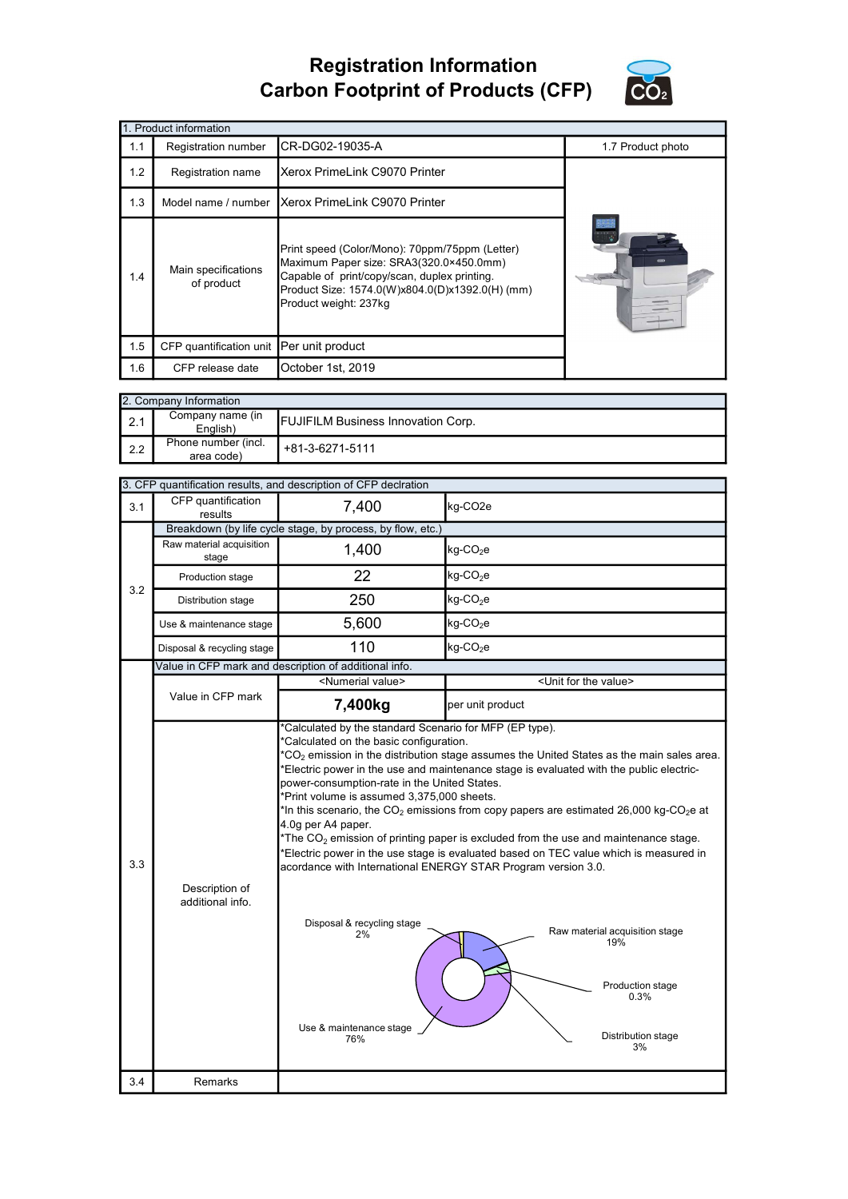# Registration Information
# Carbon Footprint of Products (CFP)

| 1. Product information | | | |
|---|---|---|---|
| 1.1 | Registration number | CR-DG02-19035-A | 1.7 Product photo |
| 1.2 | Registration name | Xerox PrimeLink C9070 Printer | |
| 1.3 | Model name / number | Xerox PrimeLink C9070 Printer | |
| 1.4 | Main specifications of product | Print speed (Color/Mono): 70ppm/75ppm (Letter)<br>Maximum Paper size: SRA3(320.0×450.0mm)<br>Capable of print/copy/scan, duplex printing.<br>Product Size: 1574.0(W)x804.0(D)x1392.0(H) (mm)<br>Product weight: 237kg | |
| 1.5 | CFP quantification unit | Per unit product | |
| 1.6 | CFP release date | October 1st, 2019 | |

| 2. Company Information | | |
|---|---|---|
| 2.1 | Company name (in English) | FUJIFILM Business Innovation Corp. |
| 2.2 | Phone number (incl. area code) | +81-3-6271-5111 |

| 3. CFP quantification results, and description of CFP declration | | | |
|---|---|---|---|
| 3.1 | CFP quantification results | 7,400 | kg-CO2e |
| 3.2 | Breakdown (by life cycle stage, by process, by flow, etc.) | | |
| | Raw material acquisition stage | 1,400 | kg-$CO_2$e |
| | Production stage | 22 | kg-$CO_2$e |
| | Distribution stage | 250 | kg-$CO_2$e |
| | Use & maintenance stage | 5,600 | kg-$CO_2$e |
| | Disposal & recycling stage | 110 | kg-$CO_2$e |
| 3.3 | Value in CFP mark and description of additional info. | | |
| | Value in CFP mark | <Numerial value> | <Unit for the value> |
| | | **7,400kg** | per unit product |
| | Description of additional info. | *Calculated by the standard Scenario for MFP (EP type).<br>*Calculated on the basic configuration.<br>*$CO_2$ emission in the distribution stage assumes the United States as the main sales area.<br>*Electric power in the use and maintenance stage is evaluated with the public electric-power-consumption-rate in the United States.<br>*Print volume is assumed 3,375,000 sheets.<br>*In this scenario, the $CO_2$ emissions from copy papers are estimated 26,000 kg-$CO_2$e at 4.0g per A4 paper.<br>*The $CO_2$ emission of printing paper is excluded from the use and maintenance stage.<br>*Electric power in the use stage is evaluated based on TEC value which is measured in acordance with International ENERGY STAR Program version 3.0.<br><br>Disposal & recycling stage 2%<br>Raw material acquisition stage 19%<br>Production stage 0.3%<br>Distribution stage 3%<br>Use & maintenance stage 76% | |
| 3.4 | Remarks | | |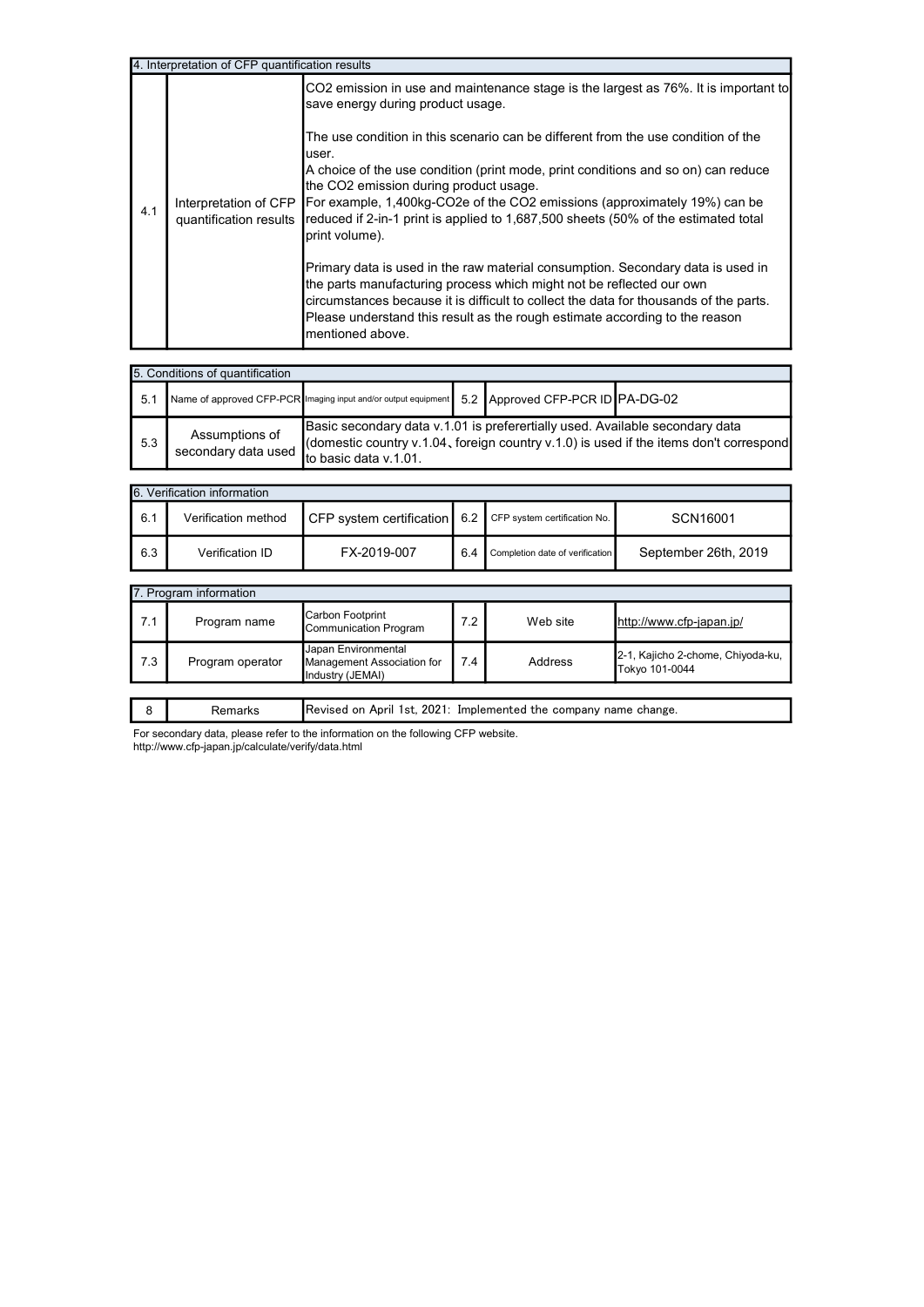| 4. Interpretation of CFP quantification results | | |
|---|---|---|
| 4.1 | Interpretation of CFP quantification results | $CO_2$ emission in use and maintenance stage is the largest as 76%. It is important to save energy during product usage.<br><br>The use condition in this scenario can be different from the use condition of the user.<br>A choice of the use condition (print mode, print conditions and so on) can reduce the $CO_2$ emission during product usage.<br>For example, 1,400kg-$CO_2$e of the $CO_2$ emissions (approximately 19%) can be reduced if 2-in-1 print is applied to 1,687,500 sheets (50% of the estimated total print volume).<br><br>Primary data is used in the raw material consumption. Secondary data is used in the parts manufacturing process which might not be reflected our own circumstances because it is difficult to collect the data for thousands of the parts. Please understand this result as the rough estimate according to the reason mentioned above. |

| 5. Conditions of quantification | | | | |
|---|---|---|---|---|
| 5.1 | Name of approved CFP-PCR | Imaging input and/or output equipment | 5.2 | Approved CFP-PCR ID PA-DG-02 |
| 5.3 | Assumptions of secondary data used | Basic secondary data v.1.01 is preferertially used. Available secondary data (domestic country v.1.04、foreign country v.1.0) is used if the items don't correspond to basic data v.1.01. | | |

| 6. Verification information | | | | | |
|---|---|---|---|---|---|
| 6.1 | Verification method | CFP system certification | 6.2 | CFP system certification No. | SCN16001 |
| 6.3 | Verification ID | FX-2019-007 | 6.4 | Completion date of verification | September 26th, 2019 |

| 7. Program information | | | | | |
|---|---|---|---|---|---|
| 7.1 | Program name | Carbon Footprint Communication Program | 7.2 | Web site | http://www.cfp-japan.jp/ |
| 7.3 | Program operator | Japan Environmental Management Association for Industry (JEMAI) | 7.4 | Address | 2-1, Kajicho 2-chome, Chiyoda-ku, Tokyo 101-0044 |

| | | |
|---|---|---|
| 8 | Remarks | Revised on April 1st, 2021: Implemented the company name change. |

For secondary data, please refer to the information on the following CFP website.
http://www.cfp-japan.jp/calculate/verify/data.html